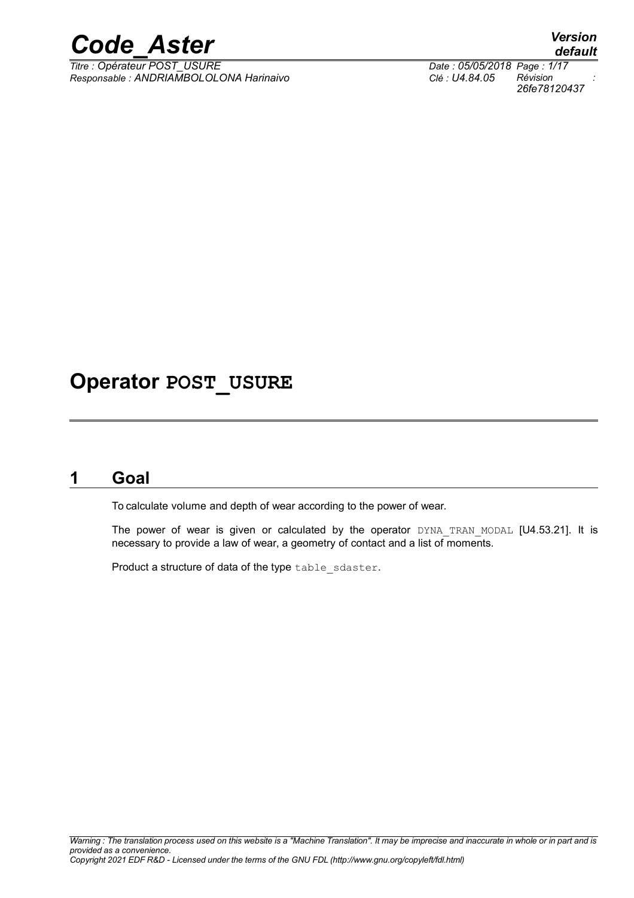# Operator POST_USURE

## 1 Goal

To calculate volume and depth of wear according to the power of wear.

The power of wear is given or calculated by the operator DYNA_TRAN_MODAL [U4.53.21]. It is necessary to provide a law of wear, a geometry of contact and a list of moments.

Product a structure of data of the type table_sdaster.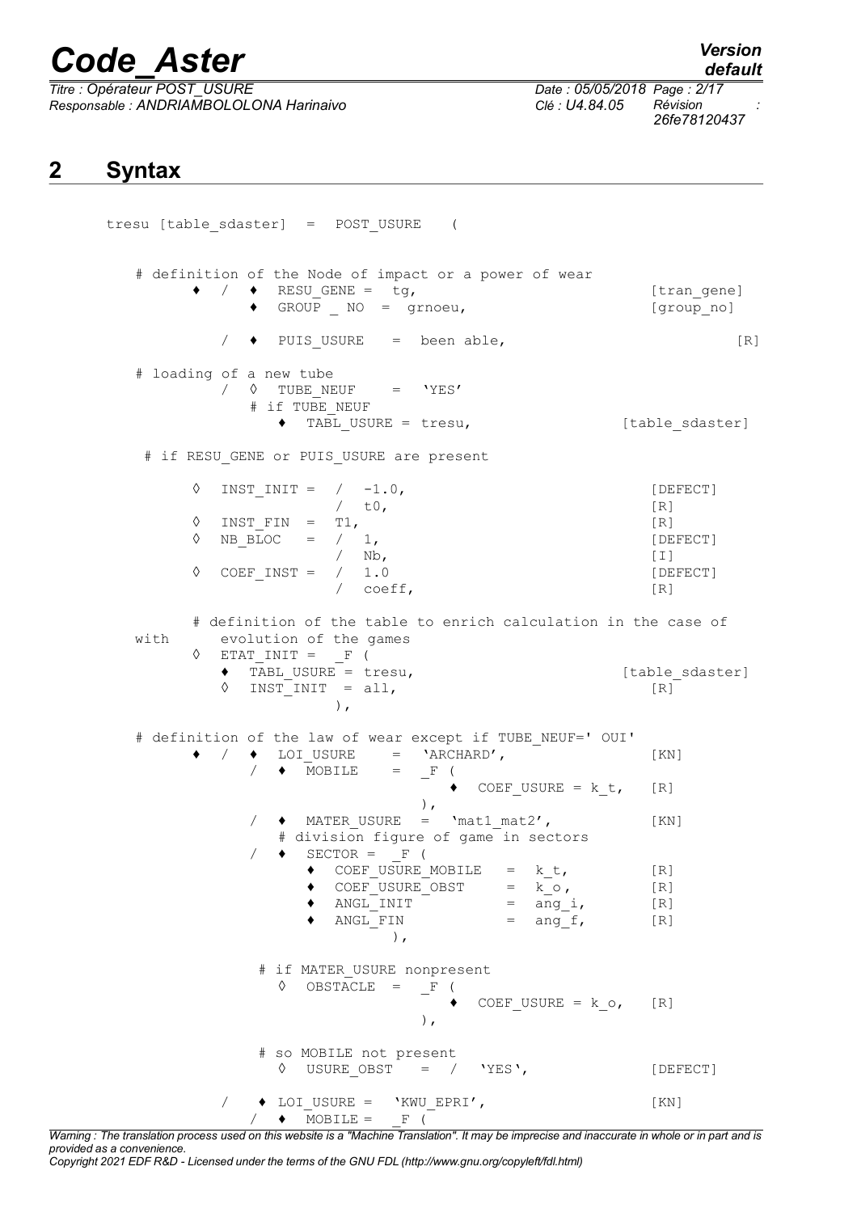## 2 Syntax

```
tresu [table_sdaster] = POST_USURE (

   # definition of the Node of impact or a power of wear
      ♦  /  ♦  RESU_GENE =  tg,                                 [tran_gene]
            ♦  GROUP _ NO  =  grnoeu,                           [group_no]

         /  ♦  PUIS_USURE   =  been able,                               [R]

   # loading of a new tube
         /  ◊  TUBE_NEUF    =  'YES'
            # if TUBE_NEUF
               ♦  TABL_USURE = tresu,                      [table_sdaster]

    # if RESU_GENE or PUIS_USURE are present

      ◊  INST_INIT =  /  -1.0,                                  [DEFECT]
                      /  t0,                                    [R]
      ◊  INST_FIN  =  T1,                                       [R]
      ◊  NB_BLOC   =  /  1,                                     [DEFECT]
                      /  Nb,                                    [I]
      ◊  COEF_INST =  /  1.0                                    [DEFECT]
                      /  coeff,                                 [R]

      # definition of the table to enrich calculation in the case of
   with      evolution of the games
      ◊  ETAT_INIT =  _F (
         ♦  TABL_USURE = tresu,                           [table_sdaster]
         ◊  INST_INIT  = all,                                   [R]
                      ),

   # definition of the law of wear except if TUBE_NEUF=' OUI'
      ♦  /  ♦  LOI_USURE     =  'ARCHARD',                      [KN]
         /  ♦  MOBILE     =  _F (
                              ♦  COEF_USURE = k_t,   [R]
                           ),
         /  ♦  MATER_USURE  =  'mat1_mat2',                     [KN]
            # division figure of game in sectors
         /  ♦  SECTOR =  _F (
               ♦  COEF_USURE_MOBILE   =  k_t,         [R]
               ♦  COEF_USURE_OBST     =  k_o,         [R]
               ♦  ANGL_INIT           =  ang_i,       [R]
               ♦  ANGL_FIN            =  ang_f,       [R]
                         ),

          # if MATER_USURE nonpresent
             ◊  OBSTACLE  =  _F (
                              ♦  COEF_USURE = k_o,   [R]
                           ),

          # so MOBILE not present
             ◊  USURE_OBST   =  /  'YES',                       [DEFECT]

      /   ♦ LOI_USURE =  'KWU_EPRI',                            [KN]
         /  ♦  MOBILE =  _F (
```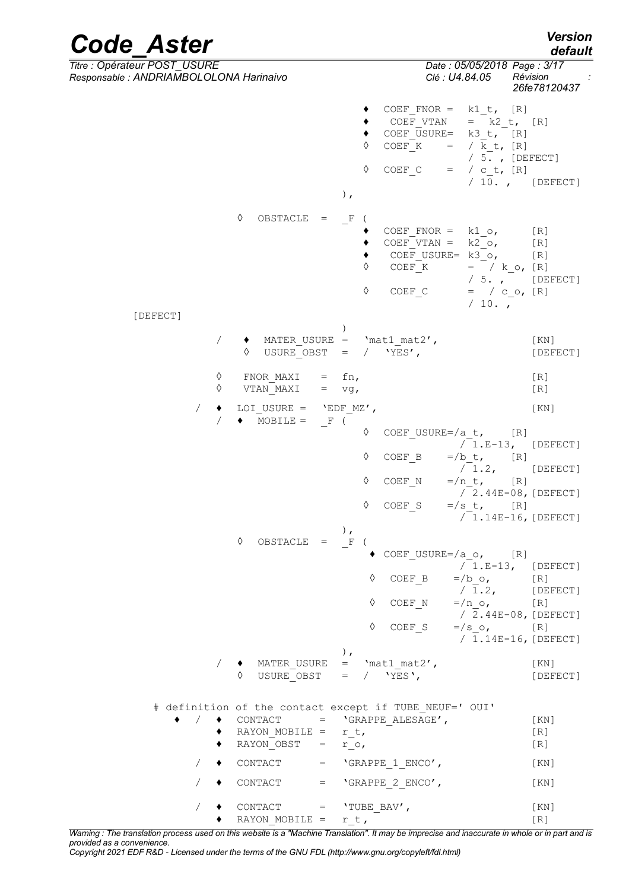```
                                    ♦  COEF_FNOR =  k1_t,  [R]
                                    ♦   COEF_VTAN   =  k2_t,  [R]
                                    ♦  COEF_USURE=  k3_t,  [R]
                                    ◊  COEF_K    =  / k_t, [R]
                                                    / 5. , [DEFECT]
                                    ◊  COEF_C    =  / c_t, [R]
                                                    / 10. ,   [DEFECT]
                               ),

              ◊  OBSTACLE  =   _F (
                                    ♦  COEF_FNOR =  k1_o,     [R]
                                    ♦  COEF_VTAN =  k2_o,     [R]
                                    ♦   COEF_USURE= k3_o,     [R]
                                    ◊   COEF_K      =  / k_o, [R]
                                                    / 5. ,    [DEFECT]
                                    ◊   COEF_C      =  / c_o, [R]
                                                    / 10. ,
[DEFECT]
                               )
           /   ♦  MATER_USURE =  'mat1_mat2',                 [KN]
               ◊  USURE_OBST  =  /  'YES',                    [DEFECT]

           ◊   FNOR_MAXI   =  fn,                             [R]
           ◊   VTAN_MAXI   =  vg,                             [R]

        /  ♦  LOI_USURE =  'EDF_MZ',                          [KN]
           /  ♦  MOBILE =  _F (
                                ◊  COEF_USURE=/a_t,    [R]
                                                 / 1.E-13,   [DEFECT]
                                ◊  COEF_B     =/b_t,     [R]
                                                 / 1.2,      [DEFECT]
                                ◊  COEF_N     =/n_t,     [R]
                                                 / 2.44E-08, [DEFECT]
                                ◊  COEF_S     =/s_t,     [R]
                                                 / 1.14E-16, [DEFECT]
                               ),
              ◊  OBSTACLE  =   _F (
                                 ♦ COEF_USURE=/a_o,    [R]
                                                 / 1.E-13,   [DEFECT]
                                 ◊   COEF_B     =/b_o,       [R]
                                                 / 1.2,      [DEFECT]
                                 ◊   COEF_N     =/n_o,       [R]
                                                 / 2.44E-08, [DEFECT]
                                 ◊   COEF_S     =/s_o,       [R]
                                                 / 1.14E-16, [DEFECT]
                               ),
           /   ♦  MATER_USURE  =  'mat1_mat2',                [KN]
               ◊  USURE_OBST   =  /  'YES',                   [DEFECT]


     # definition of the contact except if TUBE_NEUF=' OUI'
       ♦  /  ♦  CONTACT      =   'GRAPPE_ALESAGE',            [KN]
             ♦  RAYON_MOBILE =   r_t,                         [R]
             ♦  RAYON_OBST   =   r_o,                         [R]

          /  ♦  CONTACT      =   'GRAPPE_1_ENCO',             [KN]

          /  ♦  CONTACT      =   'GRAPPE_2_ENCO',             [KN]

          /  ♦  CONTACT      =   'TUBE_BAV',                  [KN]
             ♦  RAYON_MOBILE =   r_t,                         [R]
```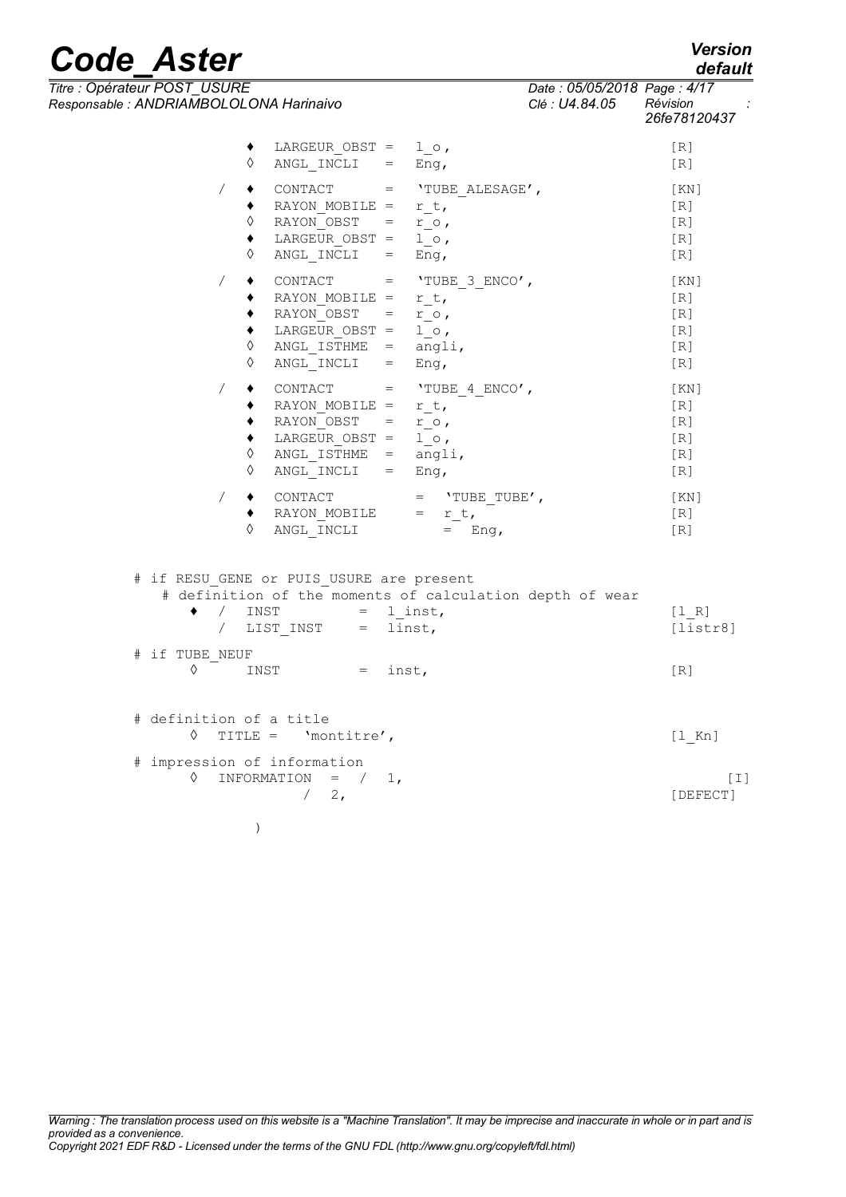```
            ♦   LARGEUR_OBST =  l_o,                                [R]
            ◊   ANGL_INCLI   =  Eng,                                [R]

        /   ♦   CONTACT      =  'TUBE_ALESAGE',                     [KN]
            ♦   RAYON_MOBILE =  r_t,                                [R]
            ◊   RAYON_OBST   =  r_o,                                [R]
            ♦   LARGEUR_OBST =  l_o,                                [R]
            ◊   ANGL_INCLI   =  Eng,                                [R]

        /   ♦   CONTACT      =  'TUBE_3_ENCO',                      [KN]
            ♦   RAYON_MOBILE =  r_t,                                [R]
            ♦   RAYON_OBST   =  r_o,                                [R]
            ♦   LARGEUR_OBST =  l_o,                                [R]
            ◊   ANGL_ISTHME  =  angli,                              [R]
            ◊   ANGL_INCLI   =  Eng,                                [R]

        /   ♦   CONTACT      =  'TUBE_4_ENCO',                      [KN]
            ♦   RAYON_MOBILE =  r_t,                                [R]
            ♦   RAYON_OBST   =  r_o,                                [R]
            ♦   LARGEUR_OBST =  l_o,                                [R]
            ◊   ANGL_ISTHME  =  angli,                              [R]
            ◊   ANGL_INCLI   =  Eng,                                [R]

        /   ♦   CONTACT          =  'TUBE_TUBE',                    [KN]
            ♦   RAYON_MOBILE     =  r_t,                            [R]
            ◊   ANGL_INCLI          =  Eng,                         [R]


# if RESU_GENE or PUIS_USURE are present
   # definition of the moments of calculation depth of wear
      ♦  /  INST         =  l_inst,                                 [l_R]
         /  LIST_INST    =  linst,                                  [listr8]

# if TUBE_NEUF
      ◊     INST         =  inst,                                   [R]


# definition of a title
      ◊  TITLE =   'montitre',                                      [l_Kn]

# impression of information
      ◊  INFORMATION  =  /  1,                                         [I]
                         /  2,                                     [DEFECT]

         )
```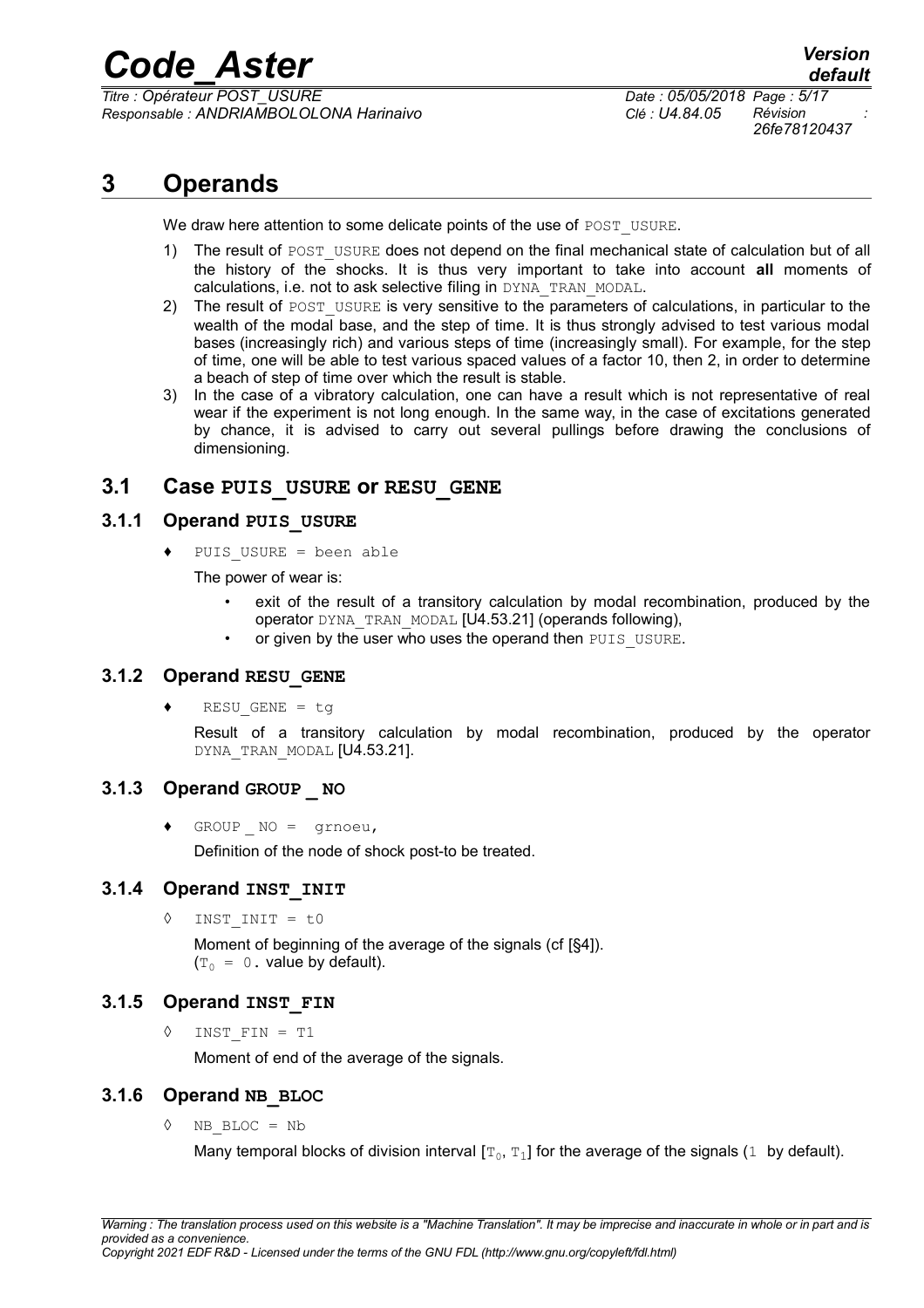# 3 Operands

We draw here attention to some delicate points of the use of `POST_USURE`.

1) The result of `POST_USURE` does not depend on the final mechanical state of calculation but of all the history of the shocks. It is thus very important to take into account **all** moments of calculations, i.e. not to ask selective filing in `DYNA_TRAN_MODAL`.
2) The result of `POST_USURE` is very sensitive to the parameters of calculations, in particular to the wealth of the modal base, and the step of time. It is thus strongly advised to test various modal bases (increasingly rich) and various steps of time (increasingly small). For example, for the step of time, one will be able to test various spaced values of a factor 10, then 2, in order to determine a beach of step of time over which the result is stable.
3) In the case of a vibratory calculation, one can have a result which is not representative of real wear if the experiment is not long enough. In the same way, in the case of excitations generated by chance, it is advised to carry out several pullings before drawing the conclusions of dimensioning.

## 3.1 Case PUIS_USURE or RESU_GENE

### 3.1.1 Operand PUIS_USURE

♦ `PUIS_USURE = been able`

The power of wear is:

- exit of the result of a transitory calculation by modal recombination, produced by the operator `DYNA_TRAN_MODAL` [U4.53.21] (operands following),
- or given by the user who uses the operand then `PUIS_USURE`.

### 3.1.2 Operand RESU_GENE

♦ `RESU_GENE = tg`

Result of a transitory calculation by modal recombination, produced by the operator `DYNA_TRAN_MODAL` [U4.53.21].

### 3.1.3 Operand GROUP _ NO

♦ `GROUP _ NO = grnoeu,`

Definition of the node of shock post-to be treated.

### 3.1.4 Operand INST_INIT

◊ `INST_INIT = t0`

Moment of beginning of the average of the signals (cf [§4]).
($T_0$ = 0. value by default).

### 3.1.5 Operand INST_FIN

◊ `INST_FIN = T1`

Moment of end of the average of the signals.

### 3.1.6 Operand NB_BLOC

◊ `NB_BLOC = Nb`

Many temporal blocks of division interval [$T_0$, $T_1$] for the average of the signals (1 by default).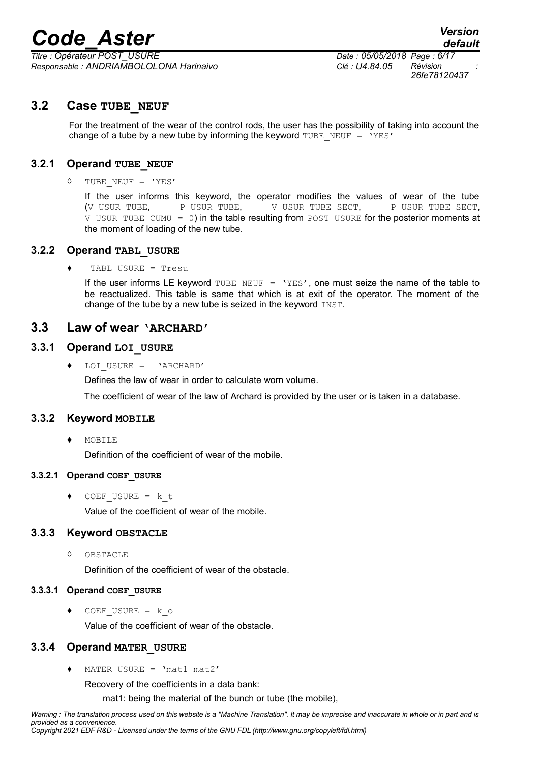## 3.2 Case TUBE_NEUF

For the treatment of the wear of the control rods, the user has the possibility of taking into account the change of a tube by a new tube by informing the keyword TUBE_NEUF = 'YES'

### 3.2.1 Operand TUBE_NEUF

◊ TUBE_NEUF = 'YES'

If the user informs this keyword, the operator modifies the values of wear of the tube (V_USUR_TUBE, P_USUR_TUBE, V_USUR_TUBE_SECT, P_USUR_TUBE_SECT, V_USUR_TUBE_CUMU = 0) in the table resulting from POST_USURE for the posterior moments at the moment of loading of the new tube.

### 3.2.2 Operand TABL_USURE

♦ TABL_USURE = Tresu

If the user informs LE keyword TUBE_NEUF = 'YES', one must seize the name of the table to be reactualized. This table is same that which is at exit of the operator. The moment of the change of the tube by a new tube is seized in the keyword INST.

## 3.3 Law of wear 'ARCHARD'

### 3.3.1 Operand LOI_USURE

♦ LOI_USURE = 'ARCHARD'

Defines the law of wear in order to calculate worn volume.

The coefficient of wear of the law of Archard is provided by the user or is taken in a database.

### 3.3.2 Keyword MOBILE

♦ MOBILE

Definition of the coefficient of wear of the mobile.

#### 3.3.2.1 Operand COEF_USURE

♦ COEF_USURE = k_t

Value of the coefficient of wear of the mobile.

### 3.3.3 Keyword OBSTACLE

◊ OBSTACLE

Definition of the coefficient of wear of the obstacle.

#### 3.3.3.1 Operand COEF_USURE

♦ COEF_USURE = k_o

Value of the coefficient of wear of the obstacle.

### 3.3.4 Operand MATER_USURE

♦ MATER_USURE = 'mat1_mat2'

Recovery of the coefficients in a data bank:

mat1: being the material of the bunch or tube (the mobile),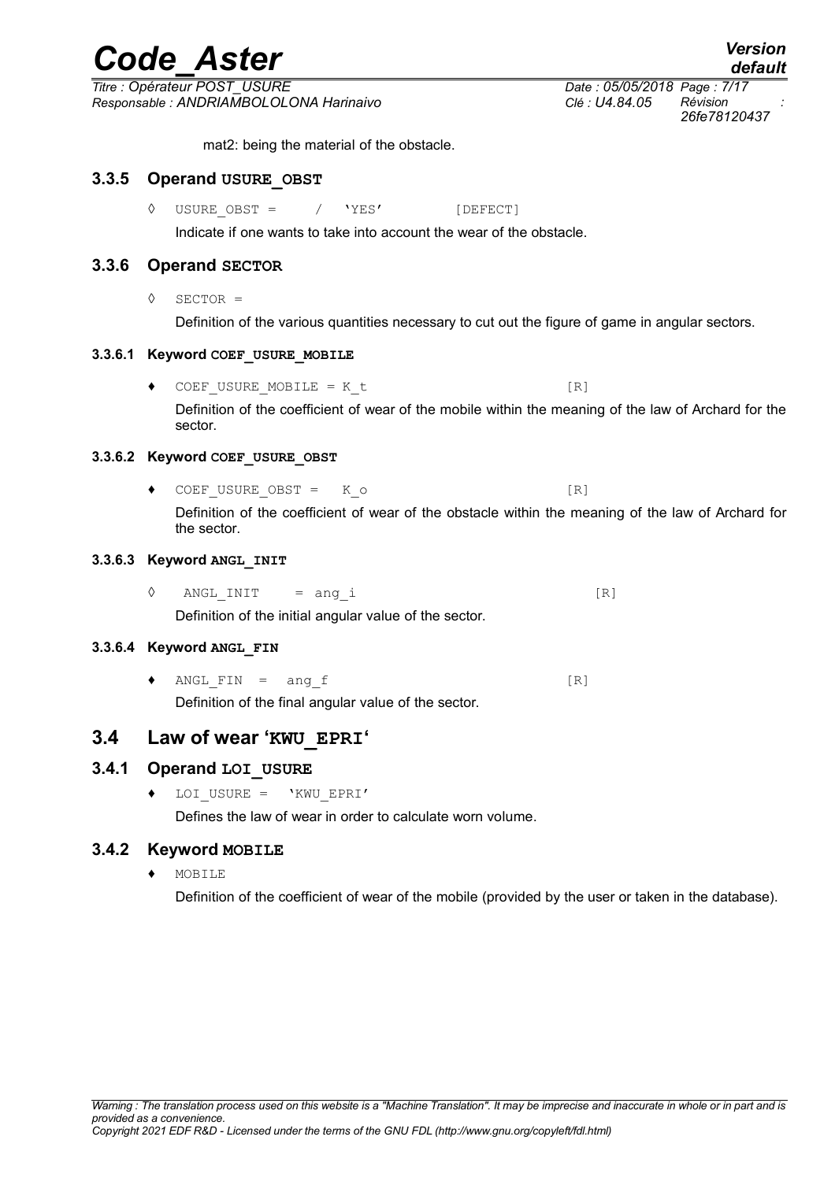mat2: being the material of the obstacle.

### 3.3.5 Operand USURE_OBST

◊ USURE_OBST = / 'YES' [DEFECT]

Indicate if one wants to take into account the wear of the obstacle.

### 3.3.6 Operand SECTOR

◊ SECTOR =

Definition of the various quantities necessary to cut out the figure of game in angular sectors.

#### 3.3.6.1 Keyword COEF_USURE_MOBILE

♦ COEF_USURE_MOBILE = K_t [R]

Definition of the coefficient of wear of the mobile within the meaning of the law of Archard for the sector.

#### 3.3.6.2 Keyword COEF_USURE_OBST

♦ COEF_USURE_OBST = K_o [R]

Definition of the coefficient of wear of the obstacle within the meaning of the law of Archard for the sector.

#### 3.3.6.3 Keyword ANGL_INIT

◊ ANGL_INIT = ang_i [R]

Definition of the initial angular value of the sector.

#### 3.3.6.4 Keyword ANGL_FIN

♦ ANGL_FIN = ang_f [R]

Definition of the final angular value of the sector.

## 3.4 Law of wear 'KWU_EPRI'

### 3.4.1 Operand LOI_USURE

♦ LOI_USURE = 'KWU_EPRI'

Defines the law of wear in order to calculate worn volume.

### 3.4.2 Keyword MOBILE

♦ MOBILE

Definition of the coefficient of wear of the mobile (provided by the user or taken in the database).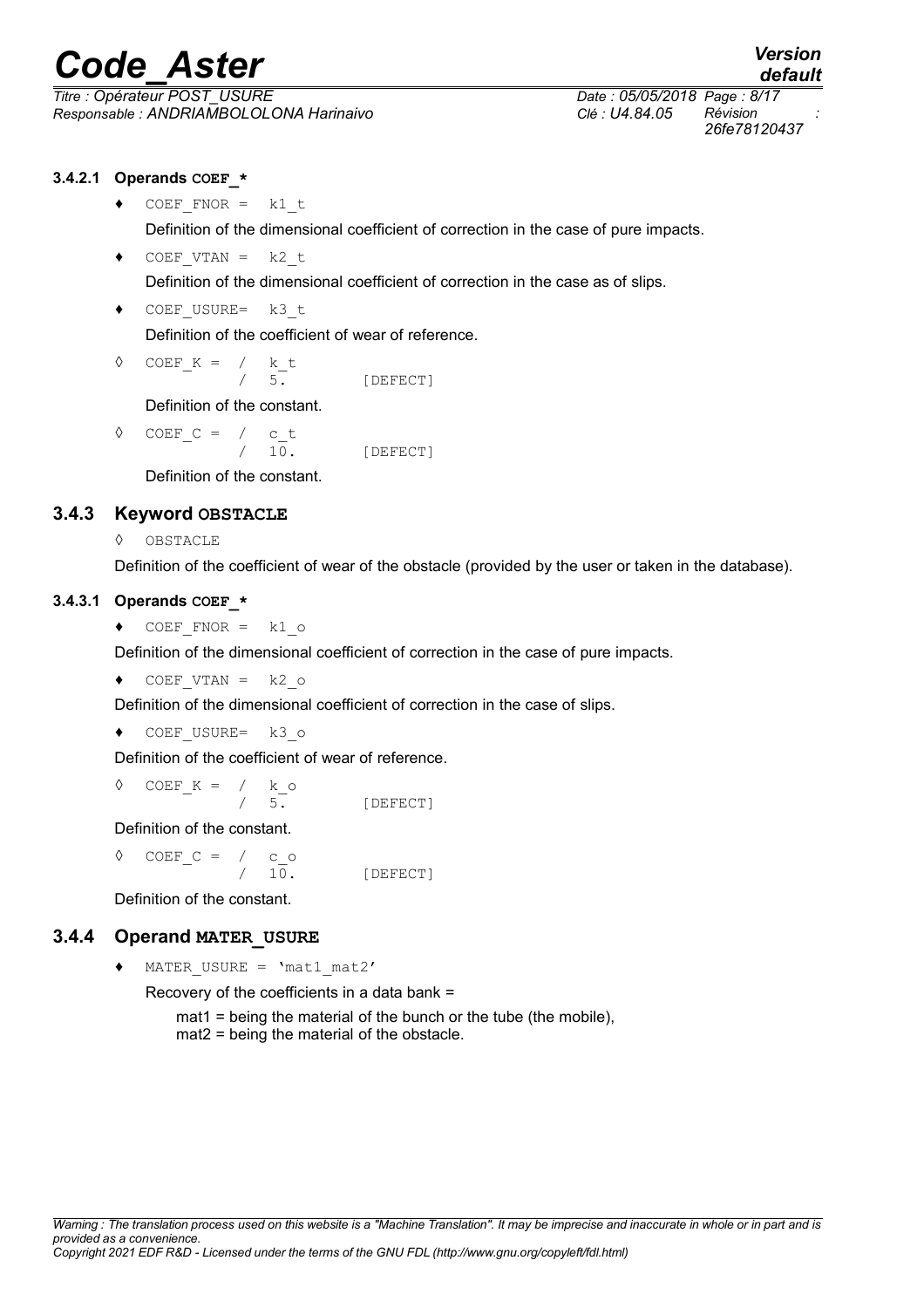#### 3.4.2.1 Operands COEF_*

♦ `COEF_FNOR = k1_t`

Definition of the dimensional coefficient of correction in the case of pure impacts.

♦ `COEF_VTAN = k2_t`

Definition of the dimensional coefficient of correction in the case as of slips.

♦ `COEF_USURE= k3_t`

Definition of the coefficient of wear of reference.

```
◊  COEF_K = / k_t
            / 5.        [DEFECT]
```

Definition of the constant.

```
◊  COEF_C = / c_t
            / 10.       [DEFECT]
```

Definition of the constant.

### 3.4.3 Keyword OBSTACLE

◊ `OBSTACLE`

Definition of the coefficient of wear of the obstacle (provided by the user or taken in the database).

#### 3.4.3.1 Operands COEF_*

♦ `COEF_FNOR = k1_o`

Definition of the dimensional coefficient of correction in the case of pure impacts.

♦ `COEF_VTAN = k2_o`

Definition of the dimensional coefficient of correction in the case of slips.

♦ `COEF_USURE= k3_o`

Definition of the coefficient of wear of reference.

```
◊  COEF_K = / k_o
            / 5.        [DEFECT]
```

Definition of the constant.

```
◊  COEF_C = / c_o
            / 10.       [DEFECT]
```

Definition of the constant.

### 3.4.4 Operand MATER_USURE

♦ `MATER_USURE = 'mat1_mat2'`

Recovery of the coefficients in a data bank =

mat1 = being the material of the bunch or the tube (the mobile),
mat2 = being the material of the obstacle.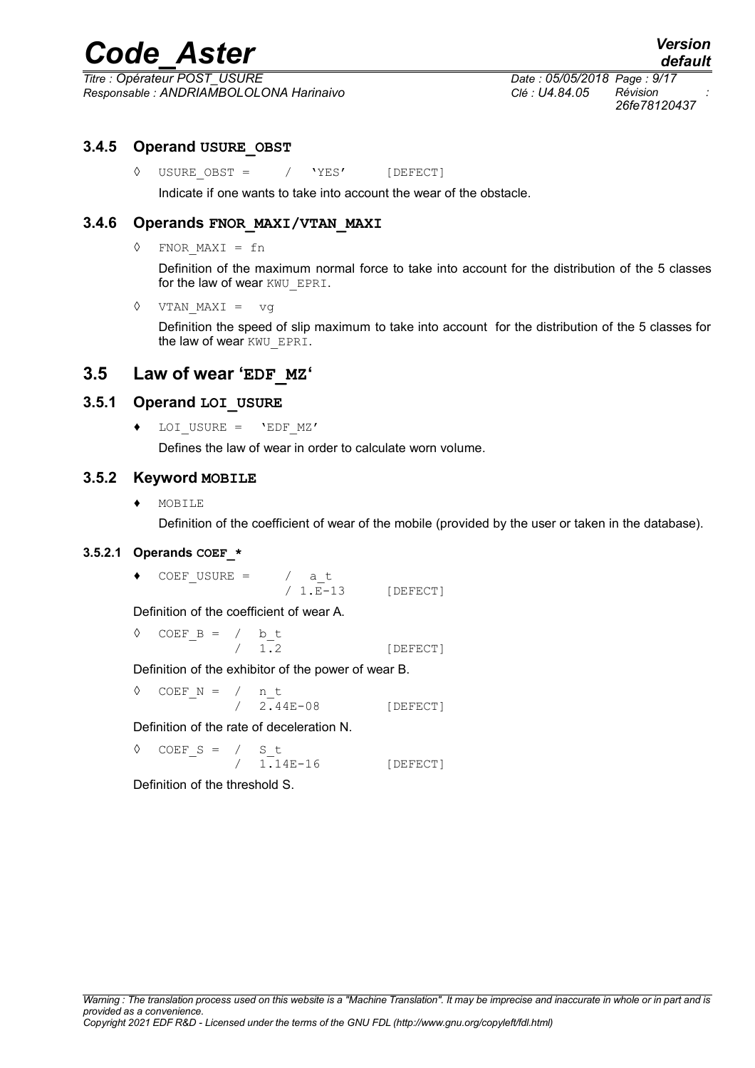### 3.4.5 Operand **USURE_OBST**

◊ USURE_OBST = / 'YES' [DEFECT]

Indicate if one wants to take into account the wear of the obstacle.

### 3.4.6 Operands **FNOR_MAXI/VTAN_MAXI**

◊ FNOR_MAXI = fn

Definition of the maximum normal force to take into account for the distribution of the 5 classes for the law of wear KWU_EPRI.

◊ VTAN_MAXI = vg

Definition the speed of slip maximum to take into account for the distribution of the 5 classes for the law of wear KWU_EPRI.

## 3.5 Law of wear '**EDF_MZ**'

### 3.5.1 Operand **LOI_USURE**

♦ LOI_USURE = 'EDF_MZ'

Defines the law of wear in order to calculate worn volume.

### 3.5.2 Keyword **MOBILE**

♦ MOBILE

Definition of the coefficient of wear of the mobile (provided by the user or taken in the database).

#### 3.5.2.1 Operands **COEF_***

```
♦  COEF_USURE =    /  a_t
                   / 1.E-13       [DEFECT]
```

Definition of the coefficient of wear A.

```
◊  COEF_B =  /  b_t
             /  1.2             [DEFECT]
```

Definition of the exhibitor of the power of wear B.

```
◊  COEF_N =  /  n_t
             /  2.44E-08        [DEFECT]
```

Definition of the rate of deceleration N.

```
◊  COEF_S =  /  S_t
             /  1.14E-16        [DEFECT]
```

Definition of the threshold S.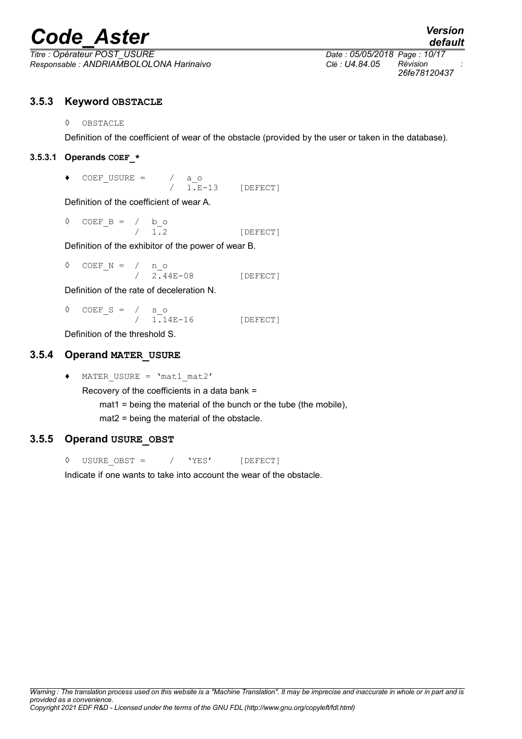### 3.5.3 Keyword OBSTACLE

◊ OBSTACLE

Definition of the coefficient of wear of the obstacle (provided by the user or taken in the database).

#### 3.5.3.1 Operands COEF_*

```
♦ COEF_USURE =    / a_o
                  / 1.E-13     [DEFECT]
```

Definition of the coefficient of wear A.

```
◊ COEF_B = / b_o
           / 1.2               [DEFECT]
```

Definition of the exhibitor of the power of wear B.

```
◊ COEF_N = / n_o
           / 2.44E-08          [DEFECT]
```

Definition of the rate of deceleration N.

```
◊ COEF_S = / s_o
           / 1.14E-16          [DEFECT]
```

Definition of the threshold S.

### 3.5.4 Operand MATER_USURE

```
♦ MATER_USURE = 'mat1_mat2'
```

Recovery of the coefficients in a data bank =

mat1 = being the material of the bunch or the tube (the mobile),

mat2 = being the material of the obstacle.

### 3.5.5 Operand USURE_OBST

```
◊ USURE_OBST =    / 'YES'      [DEFECT]
```

Indicate if one wants to take into account the wear of the obstacle.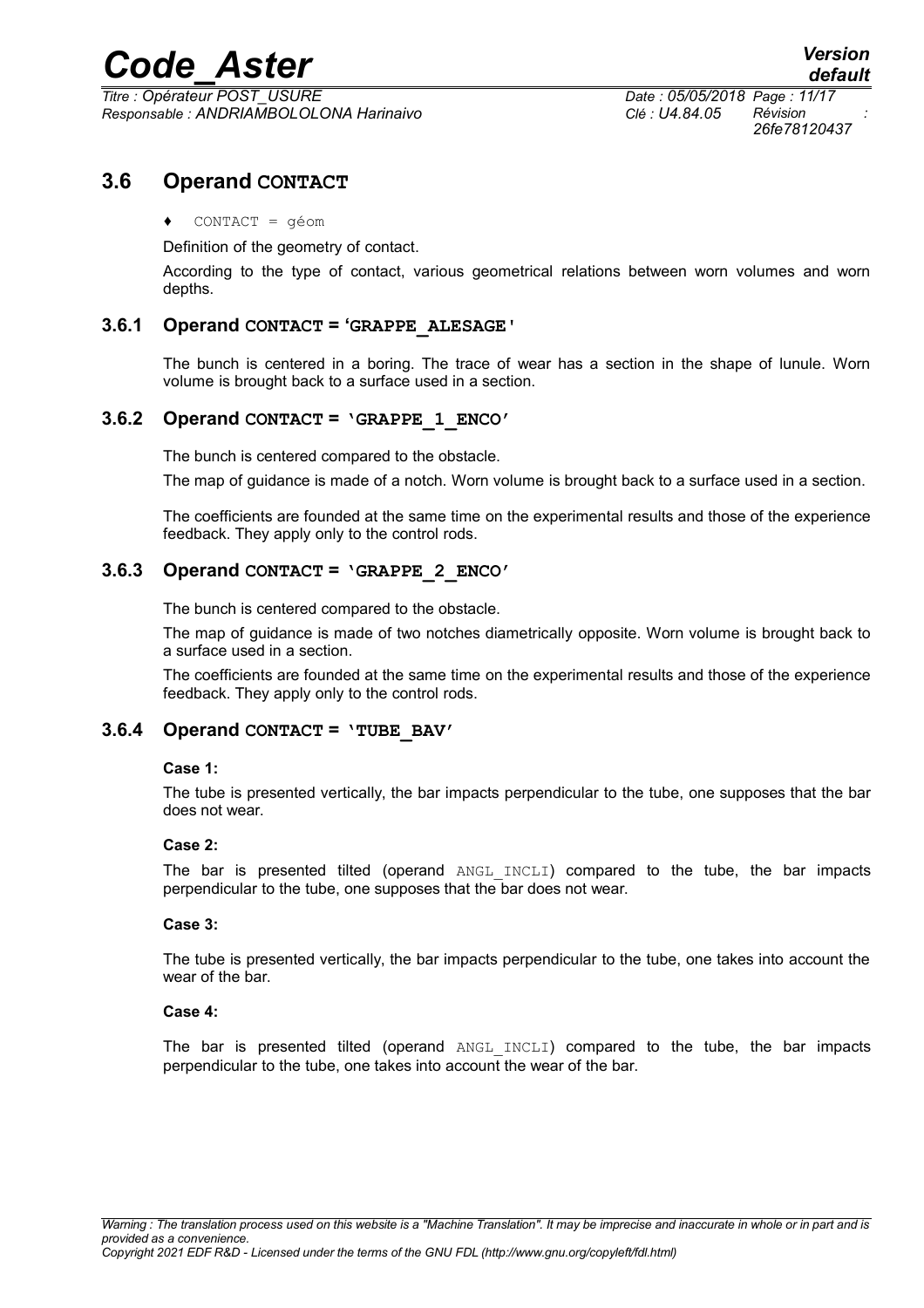## 3.6 Operand CONTACT

♦ CONTACT = géom

Definition of the geometry of contact.

According to the type of contact, various geometrical relations between worn volumes and worn depths.

### 3.6.1 Operand CONTACT = 'GRAPPE_ALESAGE'

The bunch is centered in a boring. The trace of wear has a section in the shape of lunule. Worn volume is brought back to a surface used in a section.

### 3.6.2 Operand CONTACT = 'GRAPPE_1_ENCO'

The bunch is centered compared to the obstacle.

The map of guidance is made of a notch. Worn volume is brought back to a surface used in a section.

The coefficients are founded at the same time on the experimental results and those of the experience feedback. They apply only to the control rods.

### 3.6.3 Operand CONTACT = 'GRAPPE_2_ENCO'

The bunch is centered compared to the obstacle.

The map of guidance is made of two notches diametrically opposite. Worn volume is brought back to a surface used in a section.

The coefficients are founded at the same time on the experimental results and those of the experience feedback. They apply only to the control rods.

### 3.6.4 Operand CONTACT = 'TUBE_BAV'

**Case 1:**

The tube is presented vertically, the bar impacts perpendicular to the tube, one supposes that the bar does not wear.

**Case 2:**

The bar is presented tilted (operand ANGL_INCLI) compared to the tube, the bar impacts perpendicular to the tube, one supposes that the bar does not wear.

**Case 3:**

The tube is presented vertically, the bar impacts perpendicular to the tube, one takes into account the wear of the bar.

**Case 4:**

The bar is presented tilted (operand ANGL_INCLI) compared to the tube, the bar impacts perpendicular to the tube, one takes into account the wear of the bar.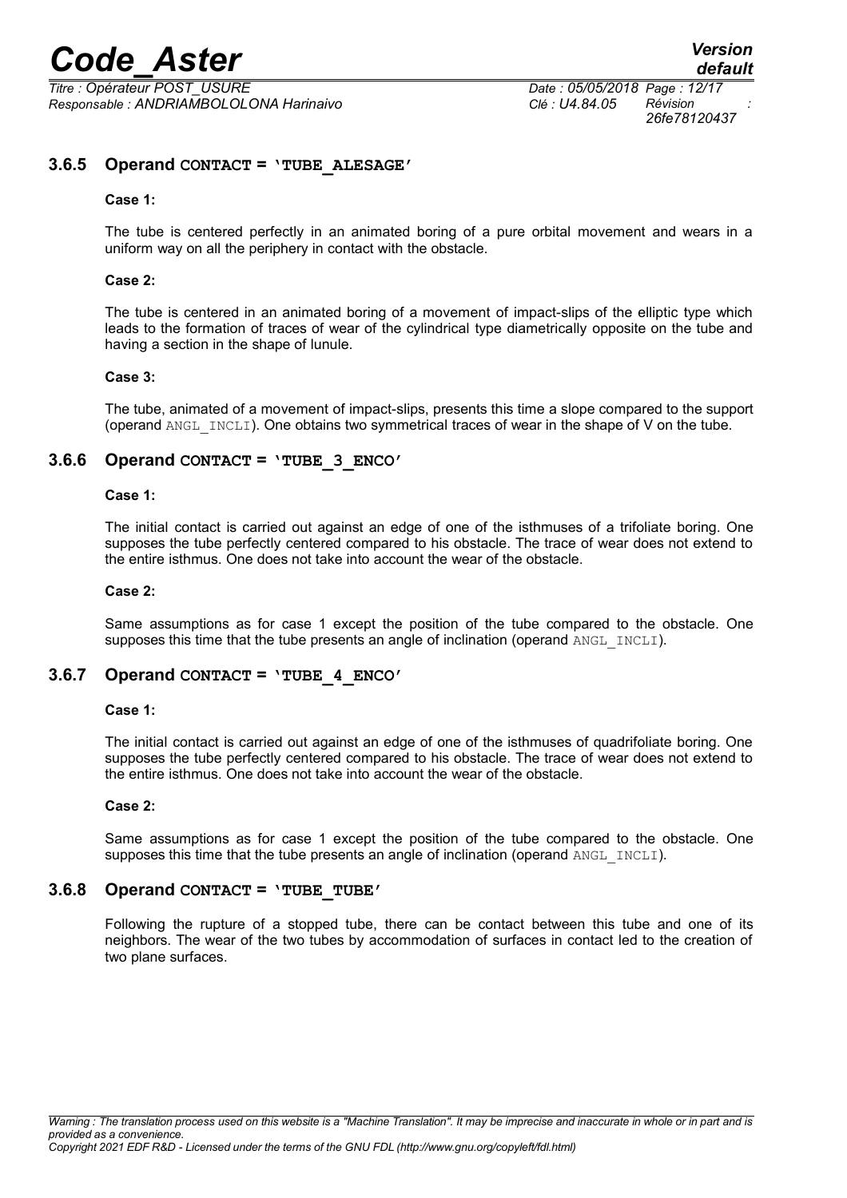### 3.6.5 Operand CONTACT = 'TUBE_ALESAGE'

**Case 1:**

The tube is centered perfectly in an animated boring of a pure orbital movement and wears in a uniform way on all the periphery in contact with the obstacle.

**Case 2:**

The tube is centered in an animated boring of a movement of impact-slips of the elliptic type which leads to the formation of traces of wear of the cylindrical type diametrically opposite on the tube and having a section in the shape of lunule.

**Case 3:**

The tube, animated of a movement of impact-slips, presents this time a slope compared to the support (operand ANGL_INCLI). One obtains two symmetrical traces of wear in the shape of V on the tube.

### 3.6.6 Operand CONTACT = 'TUBE_3_ENCO'

**Case 1:**

The initial contact is carried out against an edge of one of the isthmuses of a trifoliate boring. One supposes the tube perfectly centered compared to his obstacle. The trace of wear does not extend to the entire isthmus. One does not take into account the wear of the obstacle.

**Case 2:**

Same assumptions as for case 1 except the position of the tube compared to the obstacle. One supposes this time that the tube presents an angle of inclination (operand ANGL_INCLI).

### 3.6.7 Operand CONTACT = 'TUBE_4_ENCO'

**Case 1:**

The initial contact is carried out against an edge of one of the isthmuses of quadrifoliate boring. One supposes the tube perfectly centered compared to his obstacle. The trace of wear does not extend to the entire isthmus. One does not take into account the wear of the obstacle.

**Case 2:**

Same assumptions as for case 1 except the position of the tube compared to the obstacle. One supposes this time that the tube presents an angle of inclination (operand ANGL_INCLI).

### 3.6.8 Operand CONTACT = 'TUBE_TUBE'

Following the rupture of a stopped tube, there can be contact between this tube and one of its neighbors. The wear of the two tubes by accommodation of surfaces in contact led to the creation of two plane surfaces.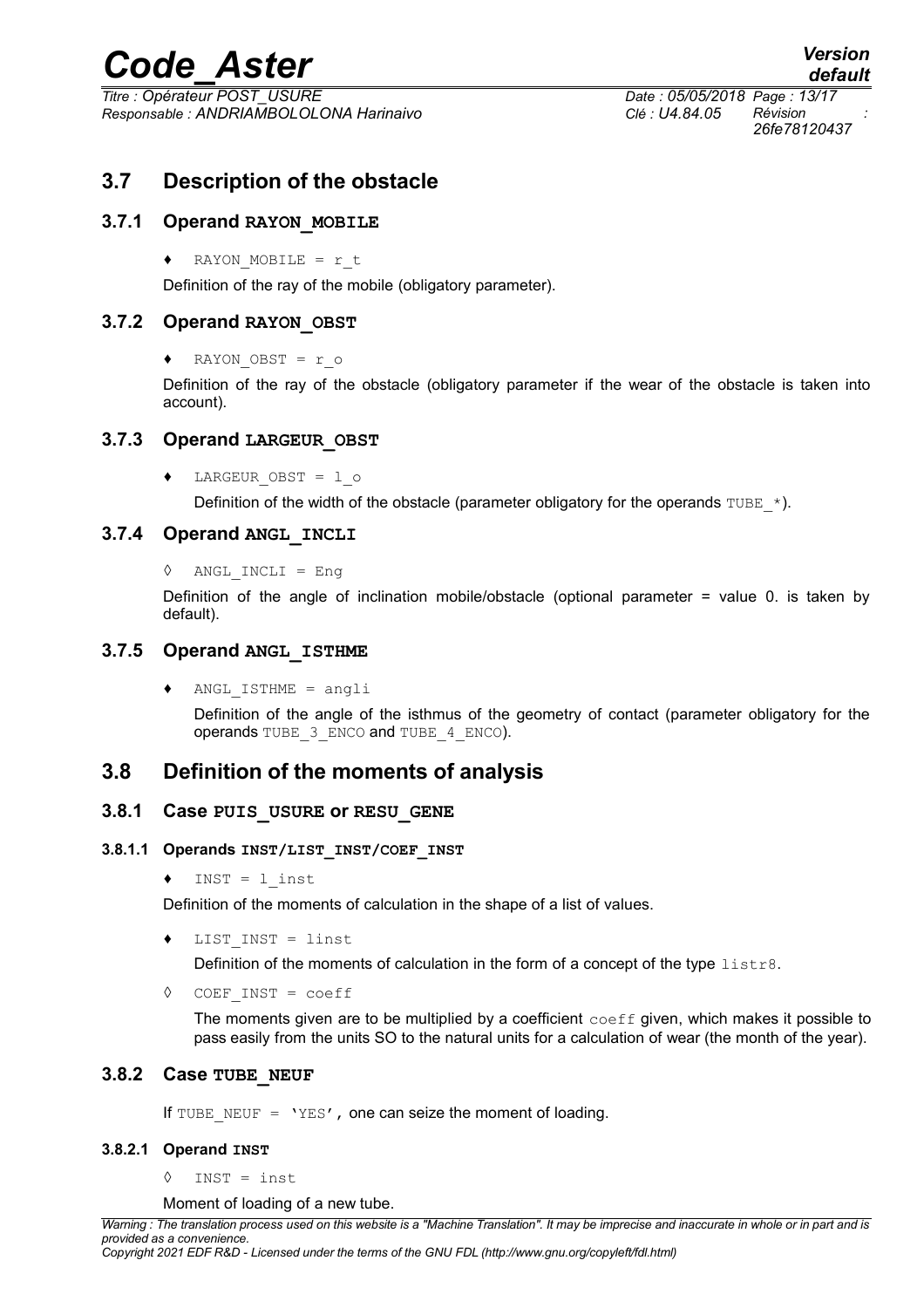## 3.7 Description of the obstacle

### 3.7.1 Operand RAYON_MOBILE

♦ `RAYON_MOBILE = r_t`

Definition of the ray of the mobile (obligatory parameter).

### 3.7.2 Operand RAYON_OBST

♦ `RAYON_OBST = r_o`

Definition of the ray of the obstacle (obligatory parameter if the wear of the obstacle is taken into account).

### 3.7.3 Operand LARGEUR_OBST

♦ `LARGEUR_OBST = l_o`

Definition of the width of the obstacle (parameter obligatory for the operands `TUBE_*`).

### 3.7.4 Operand ANGL_INCLI

◊ `ANGL_INCLI = Eng`

Definition of the angle of inclination mobile/obstacle (optional parameter = value 0. is taken by default).

### 3.7.5 Operand ANGL_ISTHME

♦ `ANGL_ISTHME = angli`

Definition of the angle of the isthmus of the geometry of contact (parameter obligatory for the operands `TUBE_3_ENCO` and `TUBE_4_ENCO`).

## 3.8 Definition of the moments of analysis

### 3.8.1 Case PUIS_USURE or RESU_GENE

#### 3.8.1.1 Operands INST/LIST_INST/COEF_INST

♦ `INST = l_inst`

Definition of the moments of calculation in the shape of a list of values.

♦ `LIST_INST = linst`

Definition of the moments of calculation in the form of a concept of the type `listr8`.

◊ `COEF_INST = coeff`

The moments given are to be multiplied by a coefficient `coeff` given, which makes it possible to pass easily from the units SO to the natural units for a calculation of wear (the month of the year).

### 3.8.2 Case TUBE_NEUF

If `TUBE_NEUF = 'YES'`, one can seize the moment of loading.

#### 3.8.2.1 Operand INST

◊ `INST = inst`

Moment of loading of a new tube.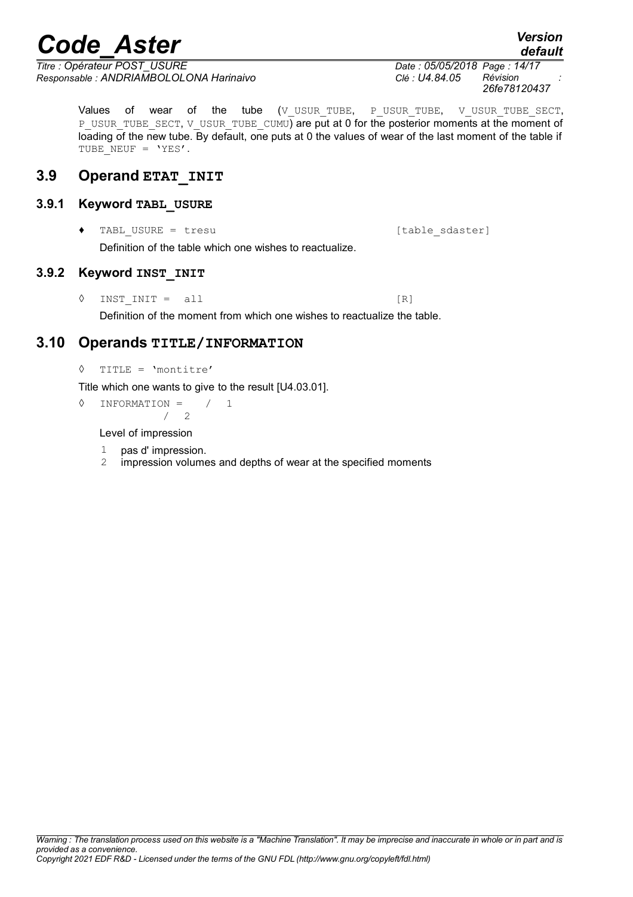Values of wear of the tube (V_USUR_TUBE, P_USUR_TUBE, V_USUR_TUBE_SECT, P_USUR_TUBE_SECT, V_USUR_TUBE_CUMU) are put at 0 for the posterior moments at the moment of loading of the new tube. By default, one puts at 0 the values of wear of the last moment of the table if TUBE_NEUF = 'YES'.

## 3.9 Operand ETAT_INIT

### 3.9.1 Keyword TABL_USURE

♦ TABL_USURE = tresu [table_sdaster]

Definition of the table which one wishes to reactualize.

### 3.9.2 Keyword INST_INIT

◊ INST_INIT = all [R]

Definition of the moment from which one wishes to reactualize the table.

## 3.10 Operands TITLE/INFORMATION

◊ TITLE = 'montitre'

Title which one wants to give to the result [U4.03.01].

◊ INFORMATION = / 1
/ 2

Level of impression

1 pas d' impression.
2 impression volumes and depths of wear at the specified moments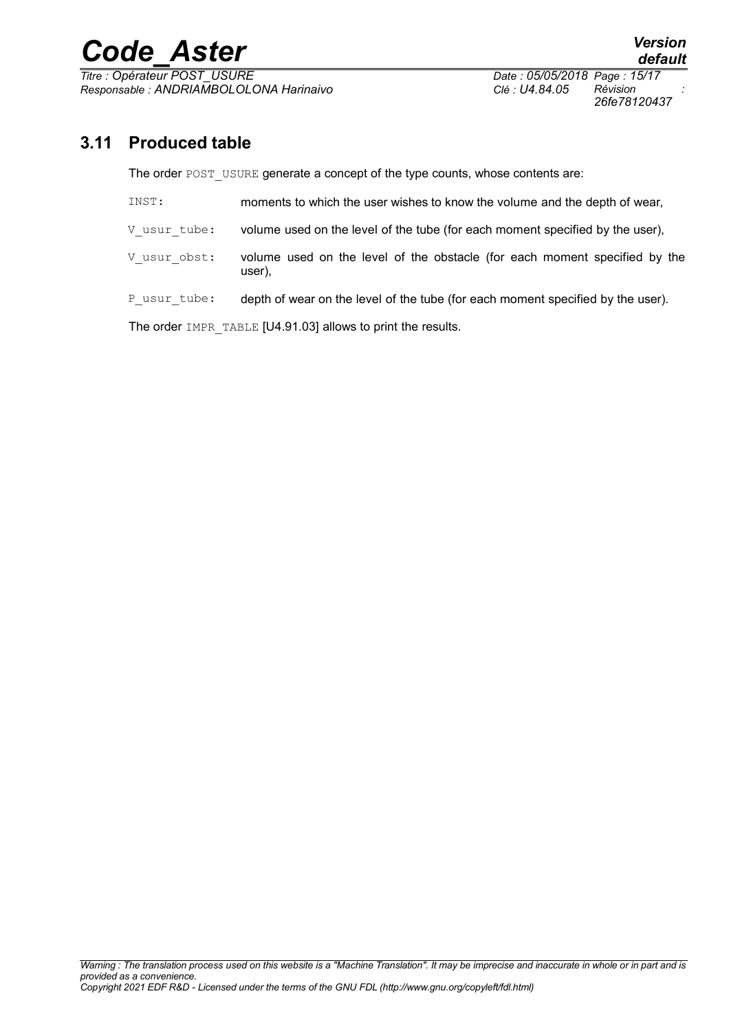## 3.11 Produced table

The order POST_USURE generate a concept of the type counts, whose contents are:

INST: moments to which the user wishes to know the volume and the depth of wear,

V_usur_tube: volume used on the level of the tube (for each moment specified by the user),

V_usur_obst: volume used on the level of the obstacle (for each moment specified by the user),

P_usur_tube: depth of wear on the level of the tube (for each moment specified by the user).

The order IMPR_TABLE [U4.91.03] allows to print the results.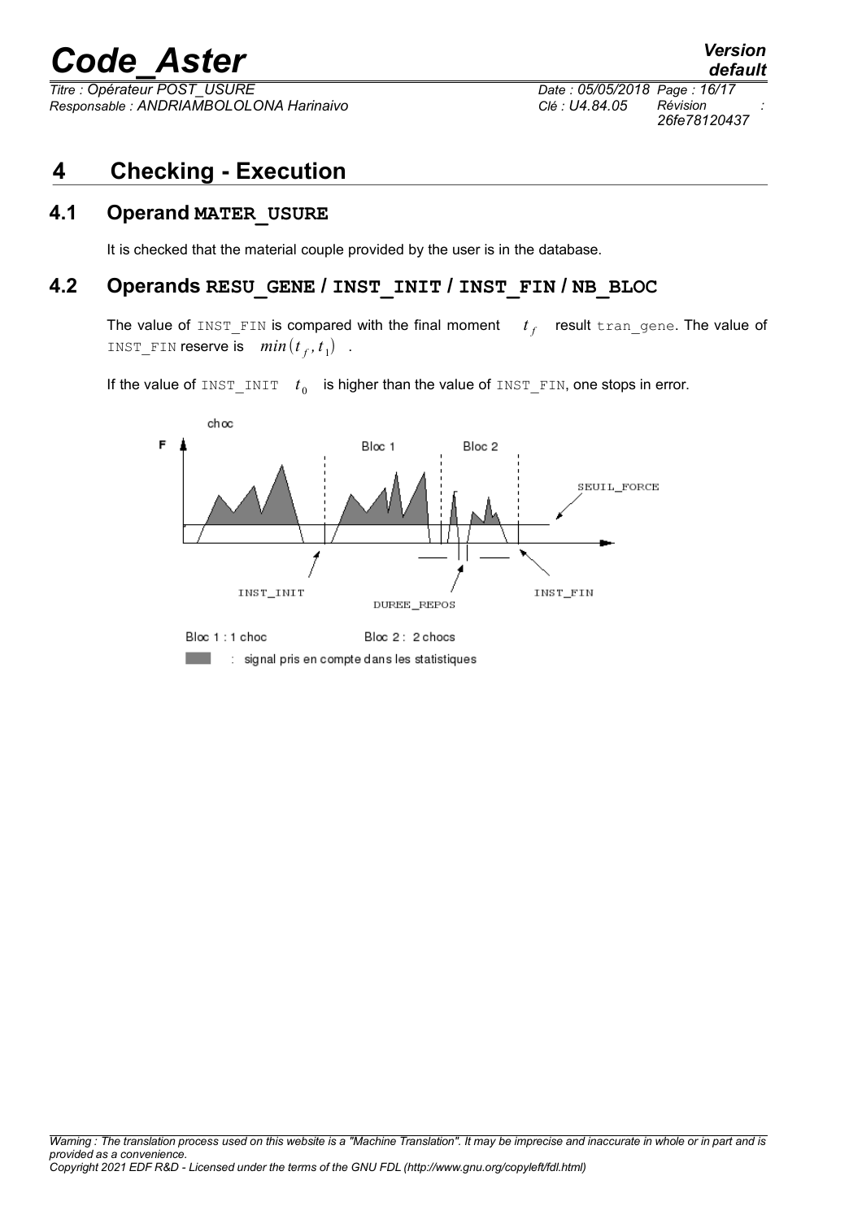# 4 Checking - Execution

## 4.1 Operand MATER_USURE

It is checked that the material couple provided by the user is in the database.

## 4.2 Operands RESU_GENE / INST_INIT / INST_FIN / NB_BLOC

The value of INST_FIN is compared with the final moment $t_f$ result tran_gene. The value of INST_FIN reserve is $min(t_f, t_1)$ .

If the value of INST_INIT $t_0$ is higher than the value of INST_FIN, one stops in error.

choc

F

Bloc 1 Bloc 2

SEUIL_FORCE

INST_INIT DUREE_REPOS INST_FIN

Bloc 1 : 1 choc Bloc 2 : 2 chocs

: signal pris en compte dans les statistiques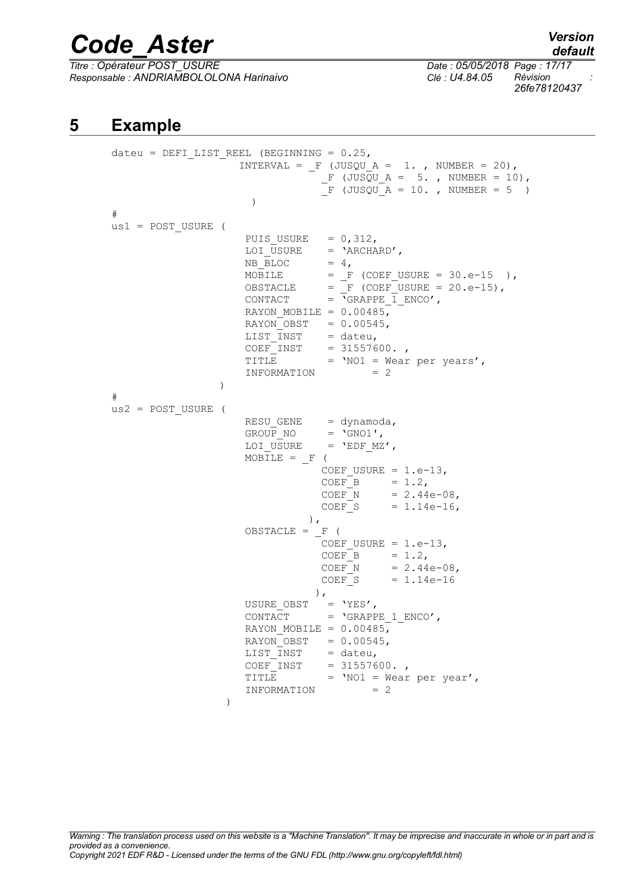# 5 Example

```
dateu = DEFI_LIST_REEL (BEGINNING = 0.25,
                        INTERVAL = _F (JUSQU_A =  1. , NUMBER = 20),
                                   _F (JUSQU_A =  5. , NUMBER = 10),
                                   _F (JUSQU_A = 10. , NUMBER = 5  )
                        )
#
us1 = POST_USURE (
                  PUIS_USURE   = 0,312,
                  LOI_USURE    = 'ARCHARD',
                  NB_BLOC      = 4,
                  MOBILE       = _F (COEF_USURE = 30.e-15  ),
                  OBSTACLE     = _F (COEF_USURE = 20.e-15),
                  CONTACT      = 'GRAPPE_1_ENCO',
                  RAYON_MOBILE = 0.00485,
                  RAYON_OBST   = 0.00545,
                  LIST_INST    = dateu,
                  COEF_INST    = 31557600. ,
                  TITLE        = 'NO1 = Wear per years',
                  INFORMATION         = 2
                 )
#
us2 = POST_USURE (
                  RESU_GENE    = dynamoda,
                  GROUP_NO     = 'GNO1',
                  LOI_USURE    = 'EDF_MZ',
                  MOBILE = _F (
                              COEF_USURE = 1.e-13,
                              COEF_B     = 1.2,
                              COEF_N     = 2.44e-08,
                              COEF_S     = 1.14e-16,
                             ),
                  OBSTACLE = _F (
                              COEF_USURE = 1.e-13,
                              COEF_B     = 1.2,
                              COEF_N     = 2.44e-08,
                              COEF_S     = 1.14e-16
                             ),
                  USURE_OBST   = 'YES',
                  CONTACT      = 'GRAPPE_1_ENCO',
                  RAYON_MOBILE = 0.00485,
                  RAYON_OBST   = 0.00545,
                  LIST_INST    = dateu,
                  COEF_INST    = 31557600. ,
                  TITLE        = 'NO1 = Wear per year',
                  INFORMATION         = 2
                 )
```